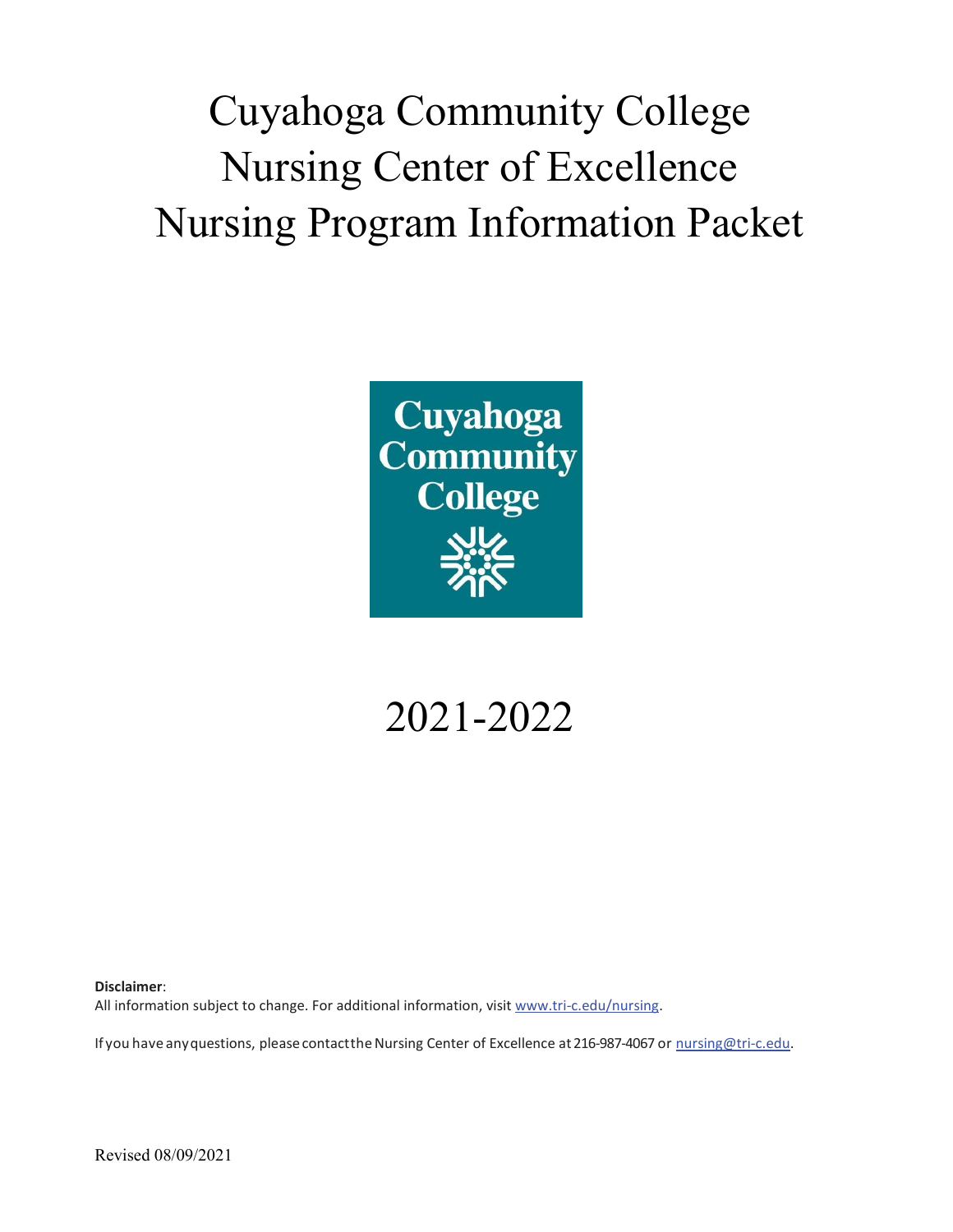# Cuyahoga Community College
# Nursing Center of Excellence
# Nursing Program Information Packet

Cuyahoga
Community
College

# 2021-2022

**Disclaimer**:
All information subject to change. For additional information, visit www.tri-c.edu/nursing.

If you have any questions, please contact the Nursing Center of Excellence at 216-987-4067 or nursing@tri-c.edu.

Revised 08/09/2021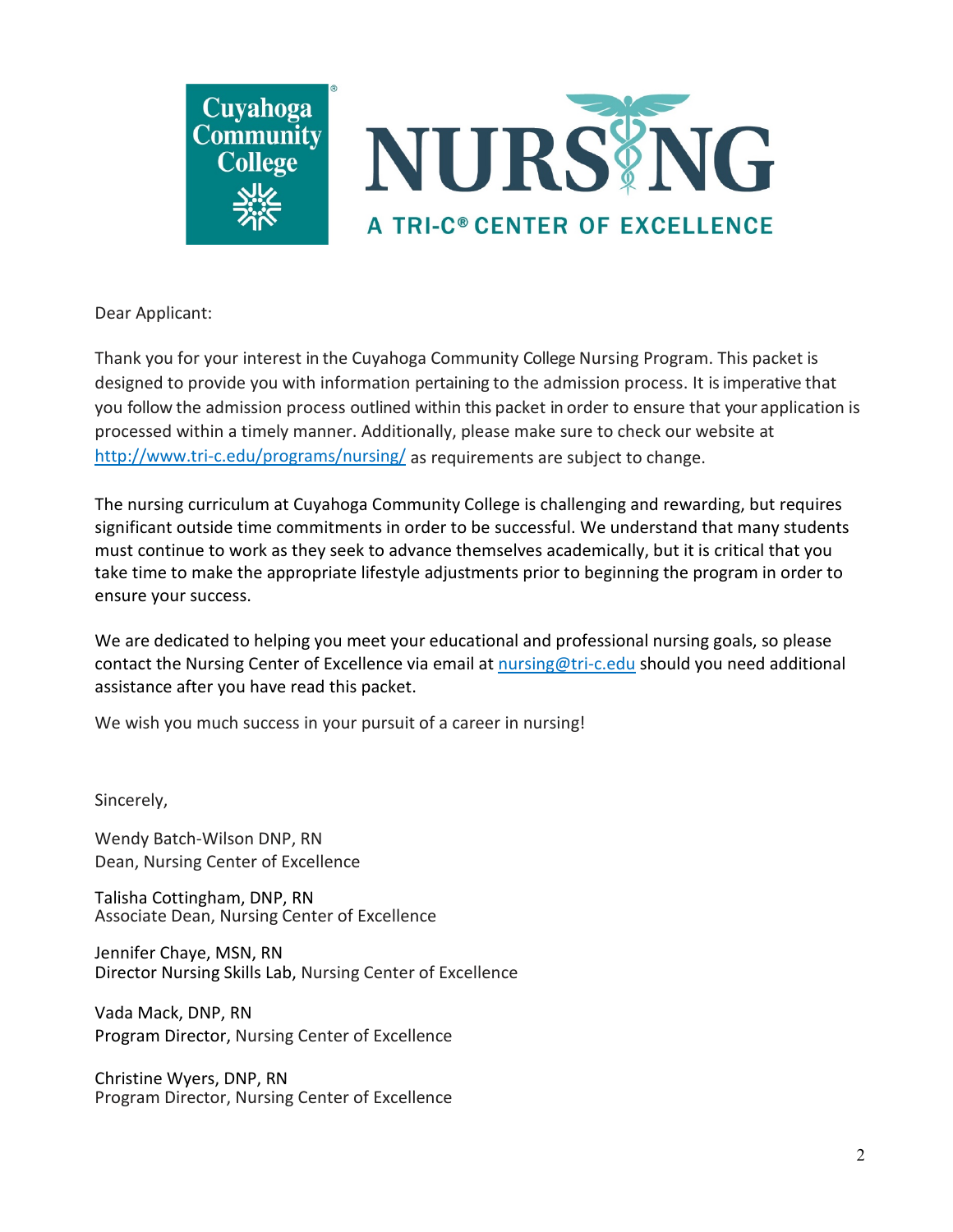Cuyahoga Community College

NURSING

A TRI-C® CENTER OF EXCELLENCE

Dear Applicant:

Thank you for your interest in the Cuyahoga Community College Nursing Program. This packet is designed to provide you with information pertaining to the admission process. It is imperative that you follow the admission process outlined within this packet in order to ensure that your application is processed within a timely manner. Additionally, please make sure to check our website at http://www.tri-c.edu/programs/nursing/ as requirements are subject to change.

The nursing curriculum at Cuyahoga Community College is challenging and rewarding, but requires significant outside time commitments in order to be successful. We understand that many students must continue to work as they seek to advance themselves academically, but it is critical that you take time to make the appropriate lifestyle adjustments prior to beginning the program in order to ensure your success.

We are dedicated to helping you meet your educational and professional nursing goals, so please contact the Nursing Center of Excellence via email at nursing@tri-c.edu should you need additional assistance after you have read this packet.

We wish you much success in your pursuit of a career in nursing!

Sincerely,

Wendy Batch-Wilson DNP, RN
Dean, Nursing Center of Excellence

Talisha Cottingham, DNP, RN
Associate Dean, Nursing Center of Excellence

Jennifer Chaye, MSN, RN
Director Nursing Skills Lab, Nursing Center of Excellence

Vada Mack, DNP, RN
Program Director, Nursing Center of Excellence

Christine Wyers, DNP, RN
Program Director, Nursing Center of Excellence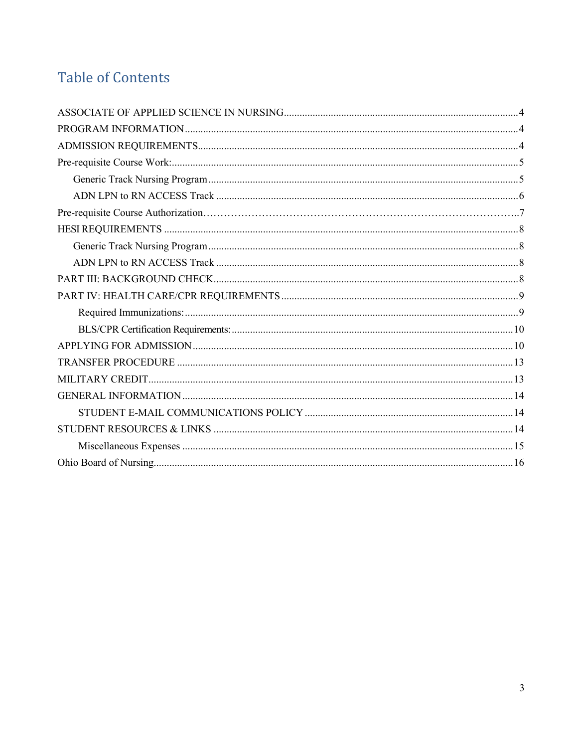# Table of Contents

ASSOCIATE OF APPLIED SCIENCE IN NURSING........................................................................................4
PROGRAM INFORMATION..............................................................................................................4
ADMISSION REQUIREMENTS.........................................................................................................4
Pre-requisite Course Work:....................................................................................................................5
    Generic Track Nursing Program......................................................................................................5
    ADN LPN to RN ACCESS Track ..................................................................................................6
Pre-requisite Course Authorization……………………………………………………………………………..7
HESI REQUIREMENTS ......................................................................................................................8
    Generic Track Nursing Program......................................................................................................8
    ADN LPN to RN ACCESS Track ...................................................................................................8
PART III: BACKGROUND CHECK....................................................................................................8
PART IV: HEALTH CARE/CPR REQUIREMENTS..........................................................................9
        Required Immunizations:..............................................................................................................9
        BLS/CPR Certification Requirements:...........................................................................................10
APPLYING FOR ADMISSION..........................................................................................................10
TRANSFER PROCEDURE ...............................................................................................................13
MILITARY CREDIT...........................................................................................................................13
GENERAL INFORMATION..............................................................................................................14
        STUDENT E-MAIL COMMUNICATIONS POLICY ...............................................................14
STUDENT RESOURCES & LINKS ..................................................................................................14
        Miscellaneous Expenses .............................................................................................................15
Ohio Board of Nursing.........................................................................................................................16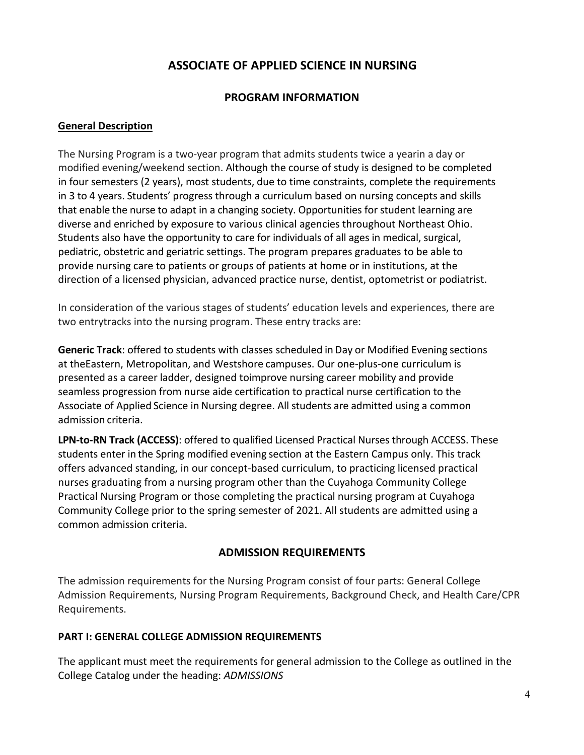# ASSOCIATE OF APPLIED SCIENCE IN NURSING

## PROGRAM INFORMATION

### General Description

The Nursing Program is a two-year program that admits students twice a yearin a day or modified evening/weekend section. Although the course of study is designed to be completed in four semesters (2 years), most students, due to time constraints, complete the requirements in 3 to 4 years. Students' progress through a curriculum based on nursing concepts and skills that enable the nurse to adapt in a changing society. Opportunities for student learning are diverse and enriched by exposure to various clinical agencies throughout Northeast Ohio. Students also have the opportunity to care for individuals of all ages in medical, surgical, pediatric, obstetric and geriatric settings. The program prepares graduates to be able to provide nursing care to patients or groups of patients at home or in institutions, at the direction of a licensed physician, advanced practice nurse, dentist, optometrist or podiatrist.

In consideration of the various stages of students' education levels and experiences, there are two entrytracks into the nursing program. These entry tracks are:

**Generic Track**: offered to students with classes scheduled in Day or Modified Evening sections at theEastern, Metropolitan, and Westshore campuses. Our one-plus-one curriculum is presented as a career ladder, designed toimprove nursing career mobility and provide seamless progression from nurse aide certification to practical nurse certification to the Associate of Applied Science in Nursing degree. All students are admitted using a common admission criteria.

**LPN-to-RN Track (ACCESS)**: offered to qualified Licensed Practical Nurses through ACCESS. These students enter in the Spring modified evening section at the Eastern Campus only. This track offers advanced standing, in our concept-based curriculum, to practicing licensed practical nurses graduating from a nursing program other than the Cuyahoga Community College Practical Nursing Program or those completing the practical nursing program at Cuyahoga Community College prior to the spring semester of 2021. All students are admitted using a common admission criteria.

## ADMISSION REQUIREMENTS

The admission requirements for the Nursing Program consist of four parts: General College Admission Requirements, Nursing Program Requirements, Background Check, and Health Care/CPR Requirements.

### PART I: GENERAL COLLEGE ADMISSION REQUIREMENTS

The applicant must meet the requirements for general admission to the College as outlined in the College Catalog under the heading: *ADMISSIONS*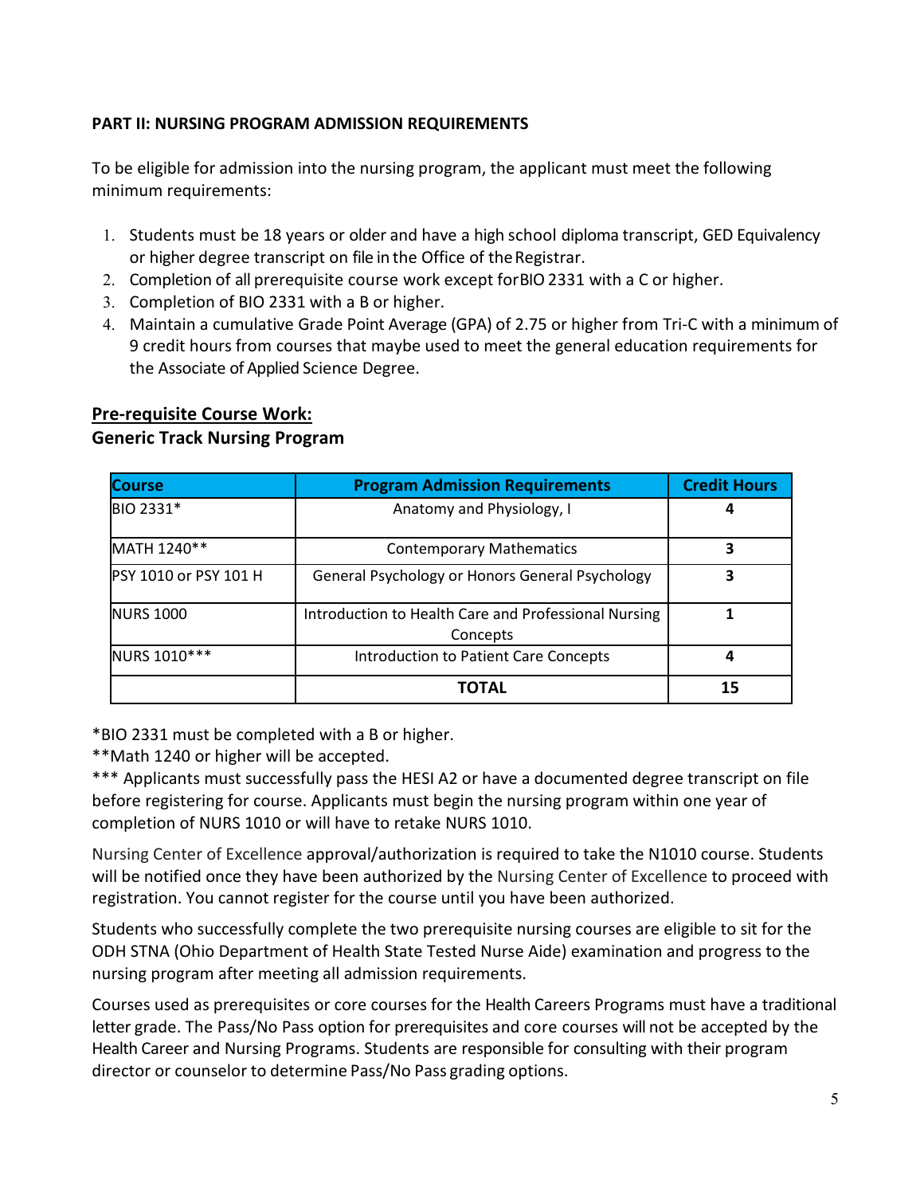**PART II: NURSING PROGRAM ADMISSION REQUIREMENTS**

To be eligible for admission into the nursing program, the applicant must meet the following minimum requirements:

1. Students must be 18 years or older and have a high school diploma transcript, GED Equivalency or higher degree transcript on file in the Office of the Registrar.
2. Completion of all prerequisite course work except for BIO 2331 with a C or higher.
3. Completion of BIO 2331 with a B or higher.
4. Maintain a cumulative Grade Point Average (GPA) of 2.75 or higher from Tri-C with a minimum of 9 credit hours from courses that maybe used to meet the general education requirements for the Associate of Applied Science Degree.

## Pre-requisite Course Work:

### Generic Track Nursing Program

| Course | Program Admission Requirements | Credit Hours |
|---|---|---|
| BIO 2331* | Anatomy and Physiology, I | 4 |
| MATH 1240** | Contemporary Mathematics | 3 |
| PSY 1010 or PSY 101 H | General Psychology or Honors General Psychology | 3 |
| NURS 1000 | Introduction to Health Care and Professional Nursing Concepts | 1 |
| NURS 1010*** | Introduction to Patient Care Concepts | 4 |
| | **TOTAL** | **15** |

*BIO 2331 must be completed with a B or higher.

**Math 1240 or higher will be accepted.

*** Applicants must successfully pass the HESI A2 or have a documented degree transcript on file before registering for course. Applicants must begin the nursing program within one year of completion of NURS 1010 or will have to retake NURS 1010.

Nursing Center of Excellence approval/authorization is required to take the N1010 course. Students will be notified once they have been authorized by the Nursing Center of Excellence to proceed with registration. You cannot register for the course until you have been authorized.

Students who successfully complete the two prerequisite nursing courses are eligible to sit for the ODH STNA (Ohio Department of Health State Tested Nurse Aide) examination and progress to the nursing program after meeting all admission requirements.

Courses used as prerequisites or core courses for the Health Careers Programs must have a traditional letter grade. The Pass/No Pass option for prerequisites and core courses will not be accepted by the Health Career and Nursing Programs. Students are responsible for consulting with their program director or counselor to determine Pass/No Pass grading options.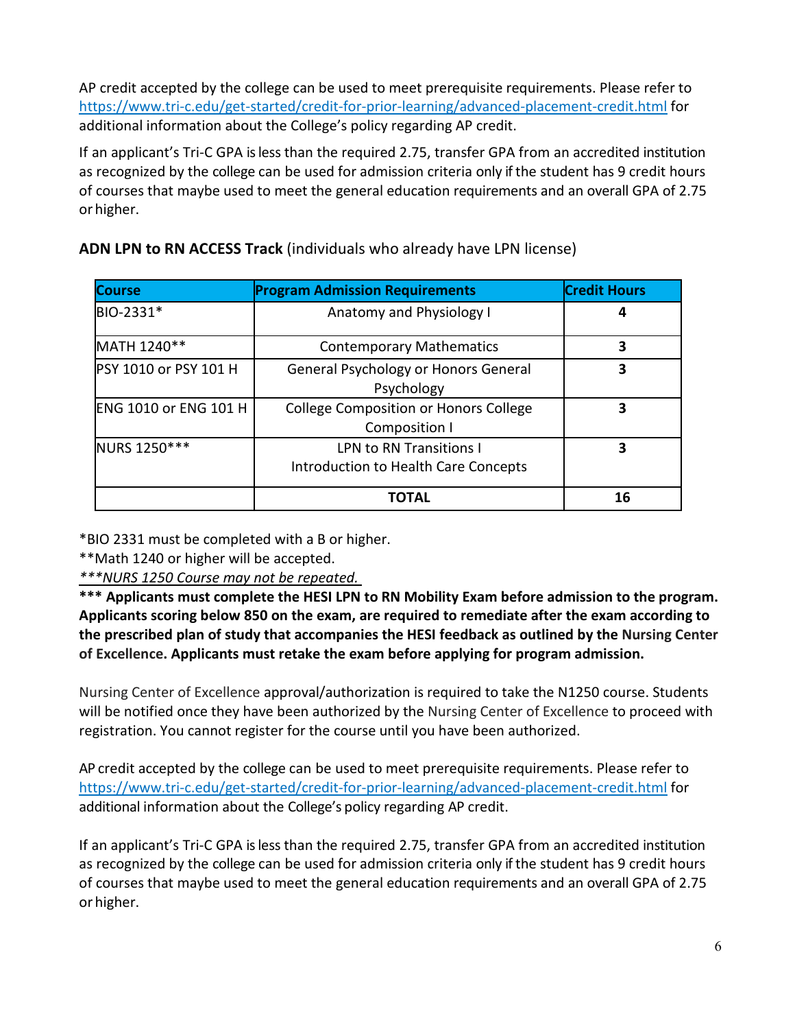AP credit accepted by the college can be used to meet prerequisite requirements. Please refer to https://www.tri-c.edu/get-started/credit-for-prior-learning/advanced-placement-credit.html for additional information about the College's policy regarding AP credit.

If an applicant's Tri-C GPA is less than the required 2.75, transfer GPA from an accredited institution as recognized by the college can be used for admission criteria only if the student has 9 credit hours of courses that maybe used to meet the general education requirements and an overall GPA of 2.75 or higher.

**ADN LPN to RN ACCESS Track** (individuals who already have LPN license)

| Course | Program Admission Requirements | Credit Hours |
|---|---|---|
| BIO-2331* | Anatomy and Physiology I | **4** |
| MATH 1240** | Contemporary Mathematics | **3** |
| PSY 1010 or PSY 101 H | General Psychology or Honors General Psychology | **3** |
| ENG 1010 or ENG 101 H | College Composition or Honors College Composition I | **3** |
| NURS 1250*** | LPN to RN Transitions I Introduction to Health Care Concepts | **3** |
| | **TOTAL** | **16** |

*BIO 2331 must be completed with a B or higher.

**Math 1240 or higher will be accepted.

*<u>***NURS 1250 Course may not be repeated.</u>*

**\*\*\* Applicants must complete the HESI LPN to RN Mobility Exam before admission to the program. Applicants scoring below 850 on the exam, are required to remediate after the exam according to the prescribed plan of study that accompanies the HESI feedback as outlined by the Nursing Center of Excellence. Applicants must retake the exam before applying for program admission.**

Nursing Center of Excellence approval/authorization is required to take the N1250 course. Students will be notified once they have been authorized by the Nursing Center of Excellence to proceed with registration. You cannot register for the course until you have been authorized.

AP credit accepted by the college can be used to meet prerequisite requirements. Please refer to https://www.tri-c.edu/get-started/credit-for-prior-learning/advanced-placement-credit.html for additional information about the College's policy regarding AP credit.

If an applicant's Tri-C GPA is less than the required 2.75, transfer GPA from an accredited institution as recognized by the college can be used for admission criteria only if the student has 9 credit hours of courses that maybe used to meet the general education requirements and an overall GPA of 2.75 or higher.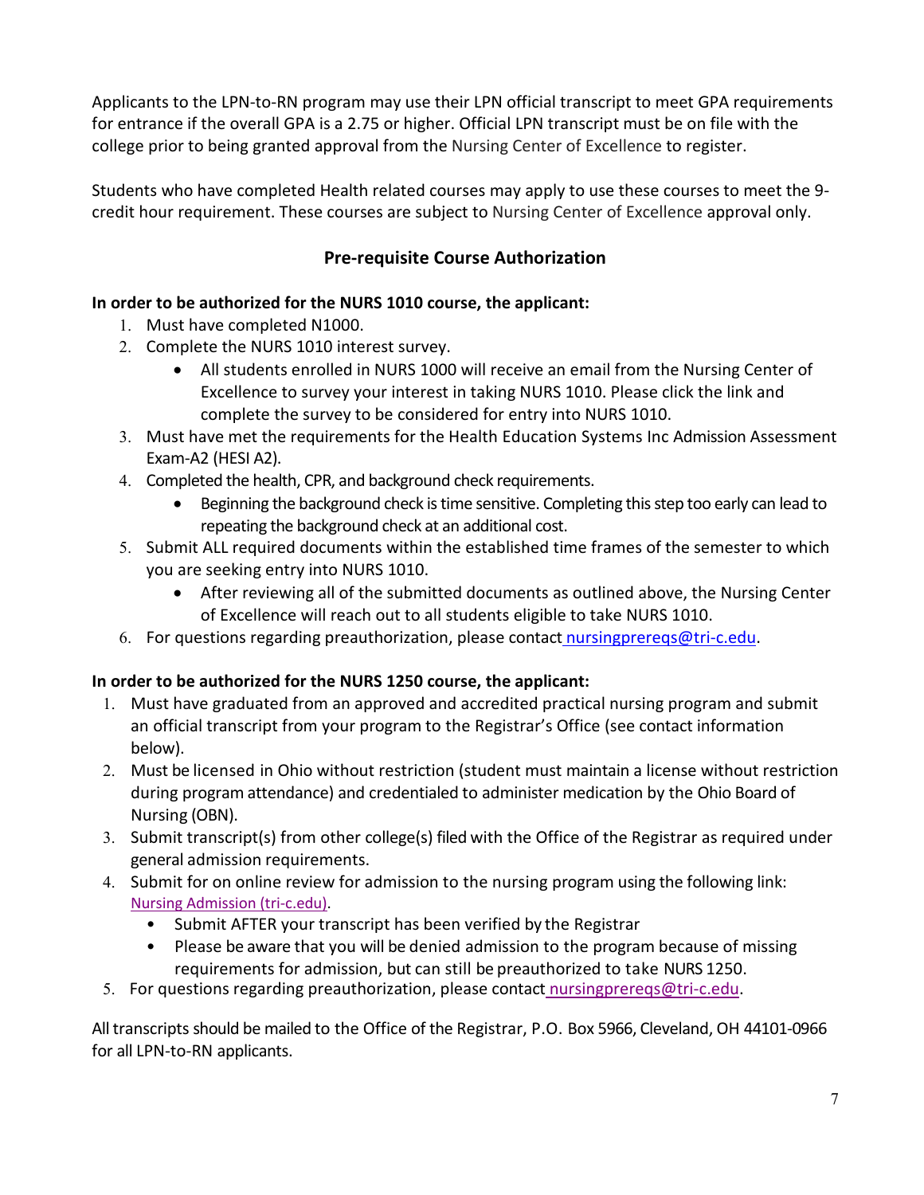Applicants to the LPN-to-RN program may use their LPN official transcript to meet GPA requirements for entrance if the overall GPA is a 2.75 or higher. Official LPN transcript must be on file with the college prior to being granted approval from the Nursing Center of Excellence to register.

Students who have completed Health related courses may apply to use these courses to meet the 9-credit hour requirement. These courses are subject to Nursing Center of Excellence approval only.

## Pre-requisite Course Authorization

**In order to be authorized for the NURS 1010 course, the applicant:**

1. Must have completed N1000.
2. Complete the NURS 1010 interest survey.
   - All students enrolled in NURS 1000 will receive an email from the Nursing Center of Excellence to survey your interest in taking NURS 1010. Please click the link and complete the survey to be considered for entry into NURS 1010.
3. Must have met the requirements for the Health Education Systems Inc Admission Assessment Exam-A2 (HESI A2).
4. Completed the health, CPR, and background check requirements.
   - Beginning the background check is time sensitive. Completing this step too early can lead to repeating the background check at an additional cost.
5. Submit ALL required documents within the established time frames of the semester to which you are seeking entry into NURS 1010.
   - After reviewing all of the submitted documents as outlined above, the Nursing Center of Excellence will reach out to all students eligible to take NURS 1010.
6. For questions regarding preauthorization, please contact nursingprereqs@tri-c.edu.

**In order to be authorized for the NURS 1250 course, the applicant:**

1. Must have graduated from an approved and accredited practical nursing program and submit an official transcript from your program to the Registrar's Office (see contact information below).
2. Must be licensed in Ohio without restriction (student must maintain a license without restriction during program attendance) and credentialed to administer medication by the Ohio Board of Nursing (OBN).
3. Submit transcript(s) from other college(s) filed with the Office of the Registrar as required under general admission requirements.
4. Submit for on online review for admission to the nursing program using the following link: Nursing Admission (tri-c.edu).
   - Submit AFTER your transcript has been verified by the Registrar
   - Please be aware that you will be denied admission to the program because of missing requirements for admission, but can still be preauthorized to take NURS 1250.
5. For questions regarding preauthorization, please contact nursingprereqs@tri-c.edu.

All transcripts should be mailed to the Office of the Registrar, P.O. Box 5966, Cleveland, OH 44101-0966 for all LPN-to-RN applicants.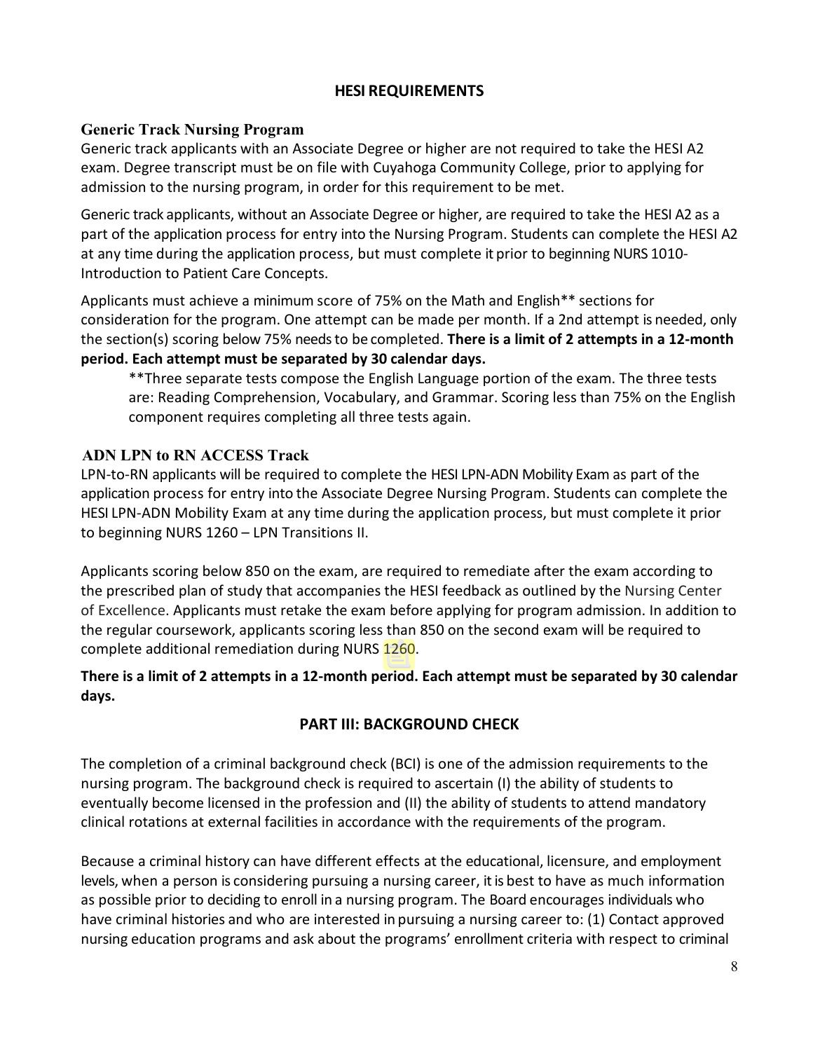## HESI REQUIREMENTS

### Generic Track Nursing Program

Generic track applicants with an Associate Degree or higher are not required to take the HESI A2 exam. Degree transcript must be on file with Cuyahoga Community College, prior to applying for admission to the nursing program, in order for this requirement to be met.

Generic track applicants, without an Associate Degree or higher, are required to take the HESI A2 as a part of the application process for entry into the Nursing Program. Students can complete the HESI A2 at any time during the application process, but must complete it prior to beginning NURS 1010- Introduction to Patient Care Concepts.

Applicants must achieve a minimum score of 75% on the Math and English** sections for consideration for the program. One attempt can be made per month. If a 2nd attempt is needed, only the section(s) scoring below 75% needs to be completed. **There is a limit of 2 attempts in a 12-month period. Each attempt must be separated by 30 calendar days.**

> **Three separate tests compose the English Language portion of the exam. The three tests are: Reading Comprehension, Vocabulary, and Grammar. Scoring less than 75% on the English component requires completing all three tests again.

### ADN LPN to RN ACCESS Track

LPN-to-RN applicants will be required to complete the HESI LPN-ADN Mobility Exam as part of the application process for entry into the Associate Degree Nursing Program. Students can complete the HESI LPN-ADN Mobility Exam at any time during the application process, but must complete it prior to beginning NURS 1260 – LPN Transitions II.

Applicants scoring below 850 on the exam, are required to remediate after the exam according to the prescribed plan of study that accompanies the HESI feedback as outlined by the Nursing Center of Excellence. Applicants must retake the exam before applying for program admission. In addition to the regular coursework, applicants scoring less than 850 on the second exam will be required to complete additional remediation during NURS 1260.

**There is a limit of 2 attempts in a 12-month period. Each attempt must be separated by 30 calendar days.**

## PART III: BACKGROUND CHECK

The completion of a criminal background check (BCI) is one of the admission requirements to the nursing program. The background check is required to ascertain (I) the ability of students to eventually become licensed in the profession and (II) the ability of students to attend mandatory clinical rotations at external facilities in accordance with the requirements of the program.

Because a criminal history can have different effects at the educational, licensure, and employment levels, when a person is considering pursuing a nursing career, it is best to have as much information as possible prior to deciding to enroll in a nursing program. The Board encourages individuals who have criminal histories and who are interested in pursuing a nursing career to: (1) Contact approved nursing education programs and ask about the programs' enrollment criteria with respect to criminal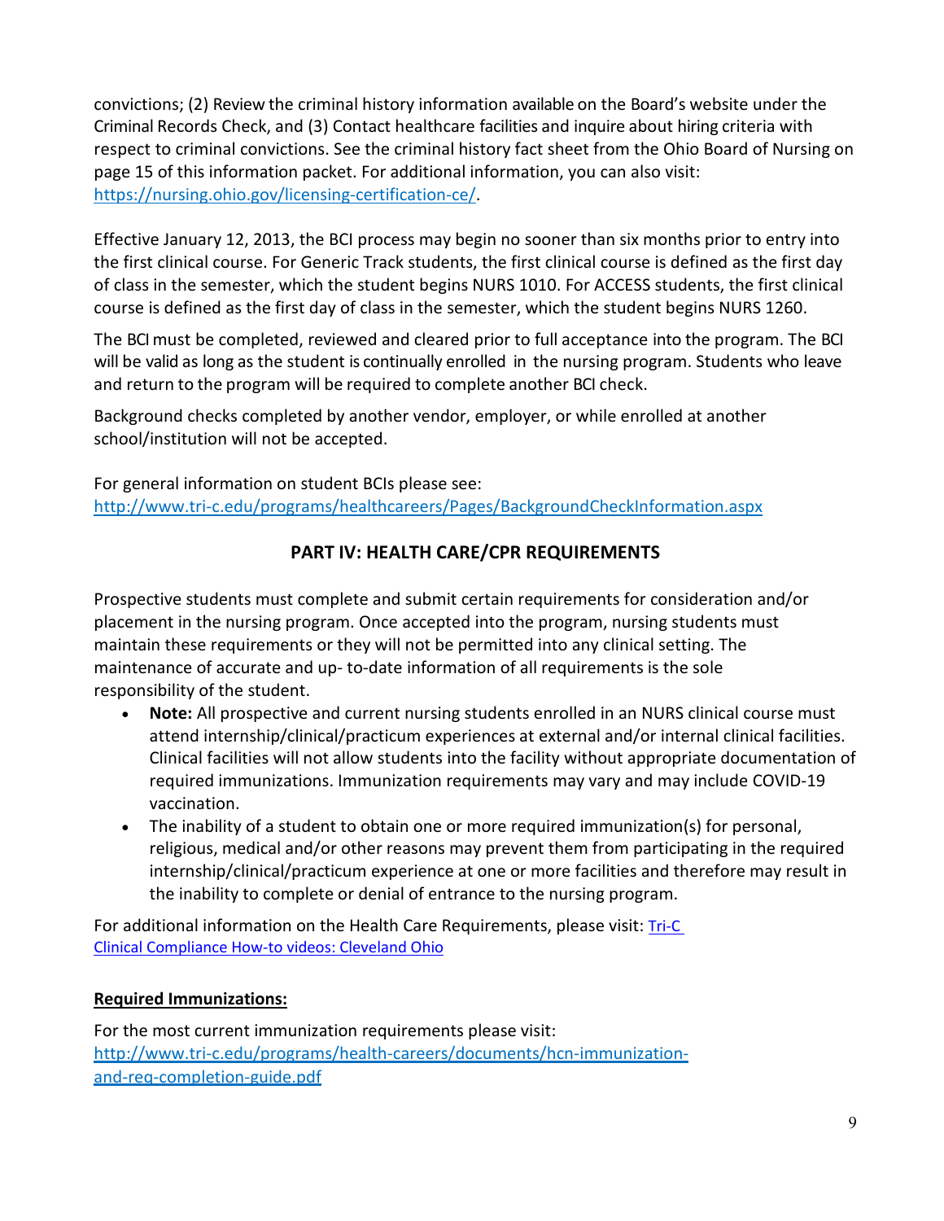convictions; (2) Review the criminal history information available on the Board's website under the Criminal Records Check, and (3) Contact healthcare facilities and inquire about hiring criteria with respect to criminal convictions. See the criminal history fact sheet from the Ohio Board of Nursing on page 15 of this information packet. For additional information, you can also visit: [https://nursing.ohio.gov/licensing-certification-ce/](https://nursing.ohio.gov/licensing-certification-ce/).

Effective January 12, 2013, the BCI process may begin no sooner than six months prior to entry into the first clinical course. For Generic Track students, the first clinical course is defined as the first day of class in the semester, which the student begins NURS 1010. For ACCESS students, the first clinical course is defined as the first day of class in the semester, which the student begins NURS 1260.

The BCI must be completed, reviewed and cleared prior to full acceptance into the program. The BCI will be valid as long as the student is continually enrolled in the nursing program. Students who leave and return to the program will be required to complete another BCI check.

Background checks completed by another vendor, employer, or while enrolled at another school/institution will not be accepted.

For general information on student BCIs please see: [http://www.tri-c.edu/programs/healthcareers/Pages/BackgroundCheckInformation.aspx](http://www.tri-c.edu/programs/healthcareers/Pages/BackgroundCheckInformation.aspx)

## PART IV: HEALTH CARE/CPR REQUIREMENTS

Prospective students must complete and submit certain requirements for consideration and/or placement in the nursing program. Once accepted into the program, nursing students must maintain these requirements or they will not be permitted into any clinical setting. The maintenance of accurate and up- to-date information of all requirements is the sole responsibility of the student.

- **Note:** All prospective and current nursing students enrolled in an NURS clinical course must attend internship/clinical/practicum experiences at external and/or internal clinical facilities. Clinical facilities will not allow students into the facility without appropriate documentation of required immunizations. Immunization requirements may vary and may include COVID-19 vaccination.
- The inability of a student to obtain one or more required immunization(s) for personal, religious, medical and/or other reasons may prevent them from participating in the required internship/clinical/practicum experience at one or more facilities and therefore may result in the inability to complete or denial of entrance to the nursing program.

For additional information on the Health Care Requirements, please visit: Tri-C Clinical Compliance How-to videos: Cleveland Ohio

**Required Immunizations:**

For the most current immunization requirements please visit: [http://www.tri-c.edu/programs/health-careers/documents/hcn-immunization-and-req-completion-guide.pdf](http://www.tri-c.edu/programs/health-careers/documents/hcn-immunization-and-req-completion-guide.pdf)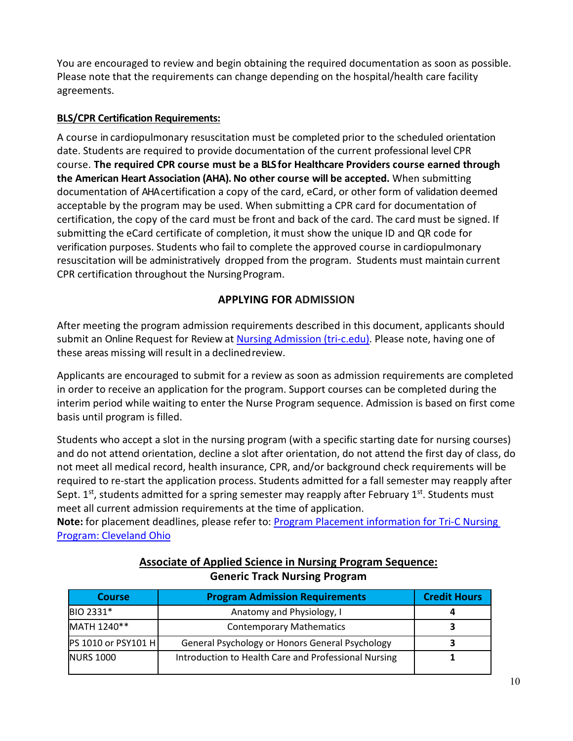You are encouraged to review and begin obtaining the required documentation as soon as possible. Please note that the requirements can change depending on the hospital/health care facility agreements.

**BLS/CPR Certification Requirements:**

A course in cardiopulmonary resuscitation must be completed prior to the scheduled orientation date. Students are required to provide documentation of the current professional level CPR course. **The required CPR course must be a BLS for Healthcare Providers course earned through the American Heart Association (AHA). No other course will be accepted.** When submitting documentation of AHA certification a copy of the card, eCard, or other form of validation deemed acceptable by the program may be used. When submitting a CPR card for documentation of certification, the copy of the card must be front and back of the card. The card must be signed. If submitting the eCard certificate of completion, it must show the unique ID and QR code for verification purposes. Students who fail to complete the approved course in cardiopulmonary resuscitation will be administratively dropped from the program. Students must maintain current CPR certification throughout the Nursing Program.

## APPLYING FOR ADMISSION

After meeting the program admission requirements described in this document, applicants should submit an Online Request for Review at [Nursing Admission (tri-c.edu)](). Please note, having one of these areas missing will result in a declined review.

Applicants are encouraged to submit for a review as soon as admission requirements are completed in order to receive an application for the program. Support courses can be completed during the interim period while waiting to enter the Nurse Program sequence. Admission is based on first come basis until program is filled.

Students who accept a slot in the nursing program (with a specific starting date for nursing courses) and do not attend orientation, decline a slot after orientation, do not attend the first day of class, do not meet all medical record, health insurance, CPR, and/or background check requirements will be required to re-start the application process. Students admitted for a fall semester may reapply after Sept. 1st, students admitted for a spring semester may reapply after February 1st. Students must meet all current admission requirements at the time of application.

**Note:** for placement deadlines, please refer to: [Program Placement information for Tri-C Nursing Program: Cleveland Ohio]()

## Associate of Applied Science in Nursing Program Sequence:

### Generic Track Nursing Program

| Course | Program Admission Requirements | Credit Hours |
|---|---|---|
| BIO 2331* | Anatomy and Physiology, I | **4** |
| MATH 1240** | Contemporary Mathematics | **3** |
| PS 1010 or PSY101 H | General Psychology or Honors General Psychology | **3** |
| NURS 1000 | Introduction to Health Care and Professional Nursing | **1** |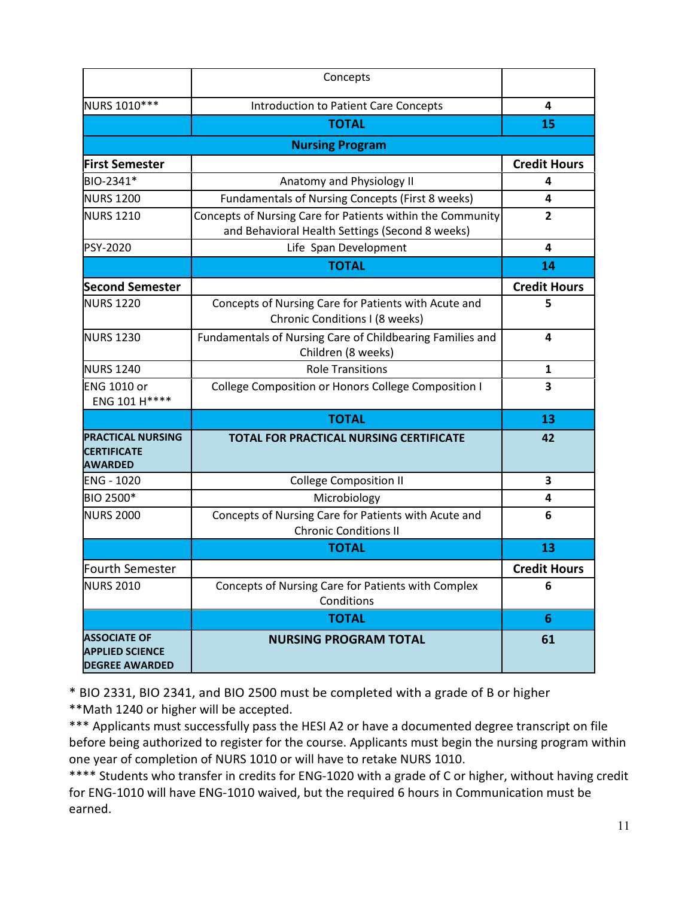| | | |
|---|---|---|
| | Concepts | |
| NURS 1010*** | Introduction to Patient Care Concepts | 4 |
| | **TOTAL** | **15** |
| **Nursing Program** | | |
| **First Semester** | | **Credit Hours** |
| BIO-2341* | Anatomy and Physiology II | 4 |
| NURS 1200 | Fundamentals of Nursing Concepts (First 8 weeks) | 4 |
| NURS 1210 | Concepts of Nursing Care for Patients within the Community and Behavioral Health Settings (Second 8 weeks) | 2 |
| PSY-2020 | Life Span Development | 4 |
| | **TOTAL** | **14** |
| **Second Semester** | | **Credit Hours** |
| NURS 1220 | Concepts of Nursing Care for Patients with Acute and Chronic Conditions I (8 weeks) | 5 |
| NURS 1230 | Fundamentals of Nursing Care of Childbearing Families and Children (8 weeks) | 4 |
| NURS 1240 | Role Transitions | 1 |
| ENG 1010 or ENG 101 H**** | College Composition or Honors College Composition I | 3 |
| | **TOTAL** | **13** |
| **PRACTICAL NURSING CERTIFICATE AWARDED** | **TOTAL FOR PRACTICAL NURSING CERTIFICATE** | **42** |
| ENG - 1020 | College Composition II | 3 |
| BIO 2500* | Microbiology | 4 |
| NURS 2000 | Concepts of Nursing Care for Patients with Acute and Chronic Conditions II | 6 |
| | **TOTAL** | **13** |
| Fourth Semester | | **Credit Hours** |
| NURS 2010 | Concepts of Nursing Care for Patients with Complex Conditions | 6 |
| | **TOTAL** | **6** |
| **ASSOCIATE OF APPLIED SCIENCE DEGREE AWARDED** | **NURSING PROGRAM TOTAL** | **61** |

* BIO 2331, BIO 2341, and BIO 2500 must be completed with a grade of B or higher

**Math 1240 or higher will be accepted.

*** Applicants must successfully pass the HESI A2 or have a documented degree transcript on file before being authorized to register for the course. Applicants must begin the nursing program within one year of completion of NURS 1010 or will have to retake NURS 1010.

**** Students who transfer in credits for ENG-1020 with a grade of C or higher, without having credit for ENG-1010 will have ENG-1010 waived, but the required 6 hours in Communication must be earned.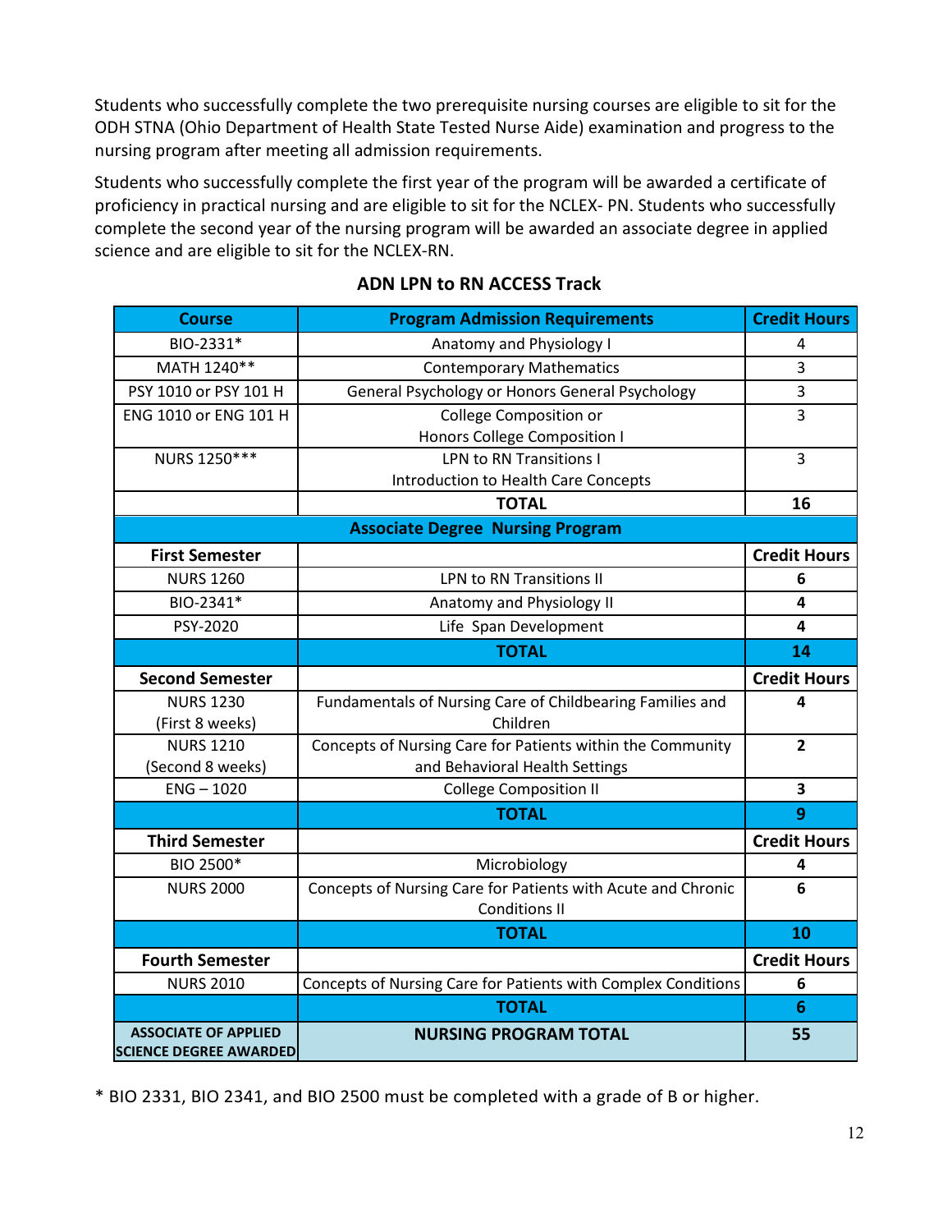Students who successfully complete the two prerequisite nursing courses are eligible to sit for the ODH STNA (Ohio Department of Health State Tested Nurse Aide) examination and progress to the nursing program after meeting all admission requirements.

Students who successfully complete the first year of the program will be awarded a certificate of proficiency in practical nursing and are eligible to sit for the NCLEX- PN. Students who successfully complete the second year of the nursing program will be awarded an associate degree in applied science and are eligible to sit for the NCLEX-RN.

## ADN LPN to RN ACCESS Track

| Course | Program Admission Requirements | Credit Hours |
|---|---|---|
| BIO-2331* | Anatomy and Physiology I | 4 |
| MATH 1240** | Contemporary Mathematics | 3 |
| PSY 1010 or PSY 101 H | General Psychology or Honors General Psychology | 3 |
| ENG 1010 or ENG 101 H | College Composition or Honors College Composition I | 3 |
| NURS 1250*** | LPN to RN Transitions I Introduction to Health Care Concepts | 3 |
| | **TOTAL** | **16** |
| | **Associate Degree Nursing Program** | |
| **First Semester** | | **Credit Hours** |
| NURS 1260 | LPN to RN Transitions II | **6** |
| BIO-2341* | Anatomy and Physiology II | **4** |
| PSY-2020 | Life Span Development | **4** |
| | **TOTAL** | **14** |
| **Second Semester** | | **Credit Hours** |
| NURS 1230 (First 8 weeks) | Fundamentals of Nursing Care of Childbearing Families and Children | **4** |
| NURS 1210 (Second 8 weeks) | Concepts of Nursing Care for Patients within the Community and Behavioral Health Settings | **2** |
| ENG – 1020 | College Composition II | **3** |
| | **TOTAL** | **9** |
| **Third Semester** | | **Credit Hours** |
| BIO 2500* | Microbiology | **4** |
| NURS 2000 | Concepts of Nursing Care for Patients with Acute and Chronic Conditions II | **6** |
| | **TOTAL** | **10** |
| **Fourth Semester** | | **Credit Hours** |
| NURS 2010 | Concepts of Nursing Care for Patients with Complex Conditions | **6** |
| | **TOTAL** | **6** |
| **ASSOCIATE OF APPLIED SCIENCE DEGREE AWARDED** | **NURSING PROGRAM TOTAL** | **55** |

* BIO 2331, BIO 2341, and BIO 2500 must be completed with a grade of B or higher.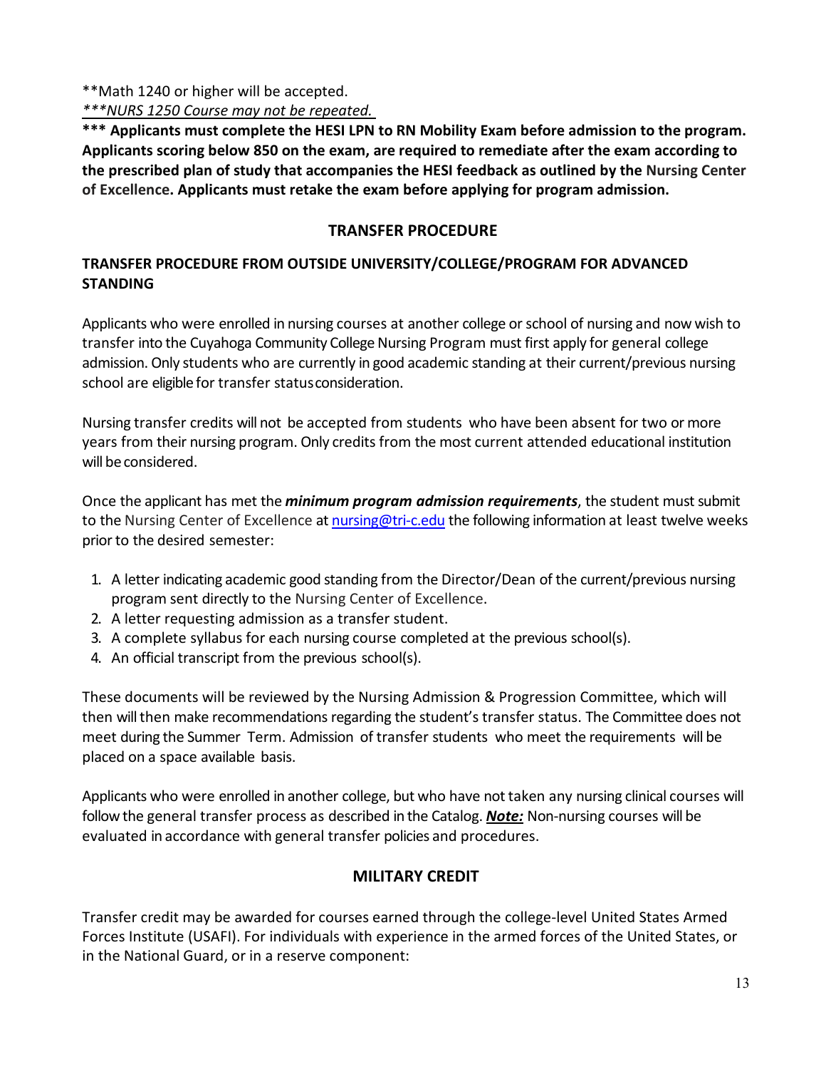**Math 1240 or higher will be accepted.

*<u>***NURS 1250 Course may not be repeated.</u>*

**\*\*\* Applicants must complete the HESI LPN to RN Mobility Exam before admission to the program. Applicants scoring below 850 on the exam, are required to remediate after the exam according to the prescribed plan of study that accompanies the HESI feedback as outlined by the Nursing Center of Excellence. Applicants must retake the exam before applying for program admission.**

## TRANSFER PROCEDURE

### TRANSFER PROCEDURE FROM OUTSIDE UNIVERSITY/COLLEGE/PROGRAM FOR ADVANCED STANDING

Applicants who were enrolled in nursing courses at another college or school of nursing and now wish to transfer into the Cuyahoga Community College Nursing Program must first apply for general college admission. Only students who are currently in good academic standing at their current/previous nursing school are eligible for transfer status consideration.

Nursing transfer credits will not be accepted from students who have been absent for two or more years from their nursing program. Only credits from the most current attended educational institution will be considered.

Once the applicant has met the ***minimum program admission requirements***, the student must submit to the Nursing Center of Excellence at nursing@tri-c.edu the following information at least twelve weeks prior to the desired semester:

1. A letter indicating academic good standing from the Director/Dean of the current/previous nursing program sent directly to the Nursing Center of Excellence.
2. A letter requesting admission as a transfer student.
3. A complete syllabus for each nursing course completed at the previous school(s).
4. An official transcript from the previous school(s).

These documents will be reviewed by the Nursing Admission & Progression Committee, which will then will then make recommendations regarding the student's transfer status. The Committee does not meet during the Summer Term. Admission of transfer students who meet the requirements will be placed on a space available basis.

Applicants who were enrolled in another college, but who have not taken any nursing clinical courses will follow the general transfer process as described in the Catalog. ***<u>Note:</u>*** Non-nursing courses will be evaluated in accordance with general transfer policies and procedures.

## MILITARY CREDIT

Transfer credit may be awarded for courses earned through the college-level United States Armed Forces Institute (USAFI). For individuals with experience in the armed forces of the United States, or in the National Guard, or in a reserve component: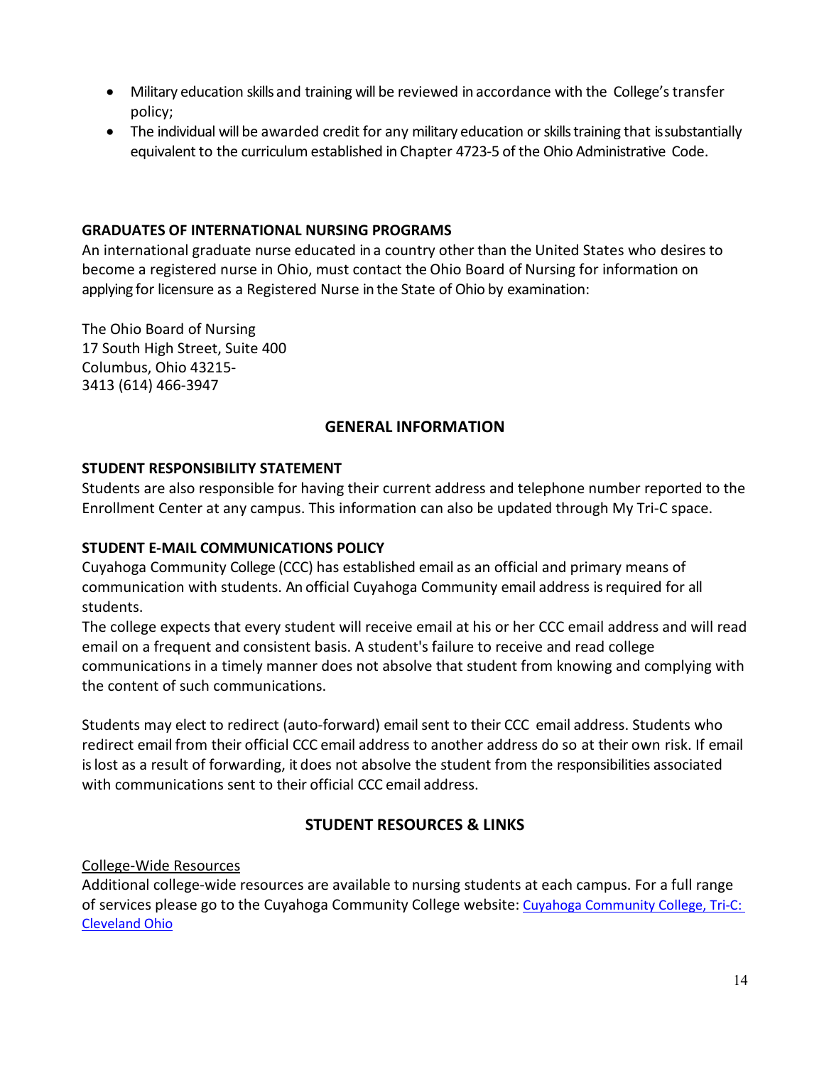- Military education skills and training will be reviewed in accordance with the College's transfer policy;
- The individual will be awarded credit for any military education or skills training that is substantially equivalent to the curriculum established in Chapter 4723-5 of the Ohio Administrative Code.

### GRADUATES OF INTERNATIONAL NURSING PROGRAMS

An international graduate nurse educated in a country other than the United States who desires to become a registered nurse in Ohio, must contact the Ohio Board of Nursing for information on applying for licensure as a Registered Nurse in the State of Ohio by examination:

The Ohio Board of Nursing
17 South High Street, Suite 400
Columbus, Ohio 43215-
3413 (614) 466-3947

## GENERAL INFORMATION

### STUDENT RESPONSIBILITY STATEMENT

Students are also responsible for having their current address and telephone number reported to the Enrollment Center at any campus. This information can also be updated through My Tri-C space.

### STUDENT E-MAIL COMMUNICATIONS POLICY

Cuyahoga Community College (CCC) has established email as an official and primary means of communication with students. An official Cuyahoga Community email address is required for all students.

The college expects that every student will receive email at his or her CCC email address and will read email on a frequent and consistent basis. A student's failure to receive and read college communications in a timely manner does not absolve that student from knowing and complying with the content of such communications.

Students may elect to redirect (auto-forward) email sent to their CCC email address. Students who redirect email from their official CCC email address to another address do so at their own risk. If email is lost as a result of forwarding, it does not absolve the student from the responsibilities associated with communications sent to their official CCC email address.

## STUDENT RESOURCES & LINKS

College-Wide Resources

Additional college-wide resources are available to nursing students at each campus. For a full range of services please go to the Cuyahoga Community College website: Cuyahoga Community College, Tri-C: Cleveland Ohio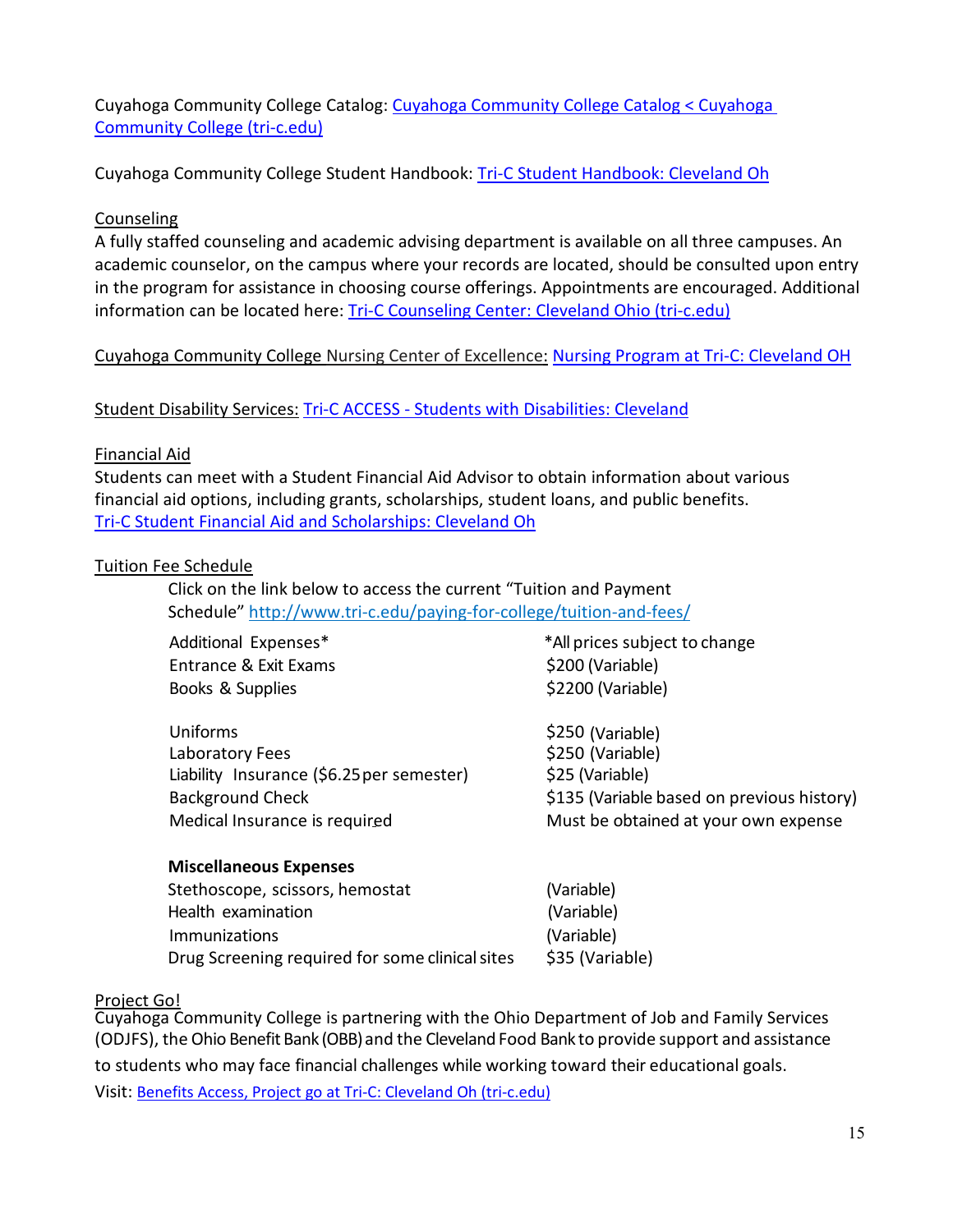Cuyahoga Community College Catalog: [Cuyahoga Community College Catalog < Cuyahoga Community College (tri-c.edu)]()

Cuyahoga Community College Student Handbook: [Tri-C Student Handbook: Cleveland Oh]()

Counseling

A fully staffed counseling and academic advising department is available on all three campuses. An academic counselor, on the campus where your records are located, should be consulted upon entry in the program for assistance in choosing course offerings. Appointments are encouraged. Additional information can be located here: [Tri-C Counseling Center: Cleveland Ohio (tri-c.edu)]()

Cuyahoga Community College Nursing Center of Excellence: [Nursing Program at Tri-C: Cleveland OH]()

Student Disability Services: [Tri-C ACCESS - Students with Disabilities: Cleveland]()

Financial Aid

Students can meet with a Student Financial Aid Advisor to obtain information about various financial aid options, including grants, scholarships, student loans, and public benefits.
[Tri-C Student Financial Aid and Scholarships: Cleveland Oh]()

Tuition Fee Schedule

Click on the link below to access the current "Tuition and Payment Schedule" http://www.tri-c.edu/paying-for-college/tuition-and-fees/

| Additional Expenses* | *All prices subject to change |
|---|---|
| Entrance & Exit Exams | $200 (Variable) |
| Books & Supplies | $2200 (Variable) |
| Uniforms | $250 (Variable) |
| Laboratory Fees | $250 (Variable) |
| Liability Insurance ($6.25 per semester) | $25 (Variable) |
| Background Check | $135 (Variable based on previous history) |
| Medical Insurance is required | Must be obtained at your own expense |

| **Miscellaneous Expenses** | |
|---|---|
| Stethoscope, scissors, hemostat | (Variable) |
| Health examination | (Variable) |
| Immunizations | (Variable) |
| Drug Screening required for some clinical sites | $35 (Variable) |

Project Go!

Cuyahoga Community College is partnering with the Ohio Department of Job and Family Services (ODJFS), the Ohio Benefit Bank (OBB) and the Cleveland Food Bank to provide support and assistance to students who may face financial challenges while working toward their educational goals.
Visit: [Benefits Access, Project go at Tri-C: Cleveland Oh (tri-c.edu)]()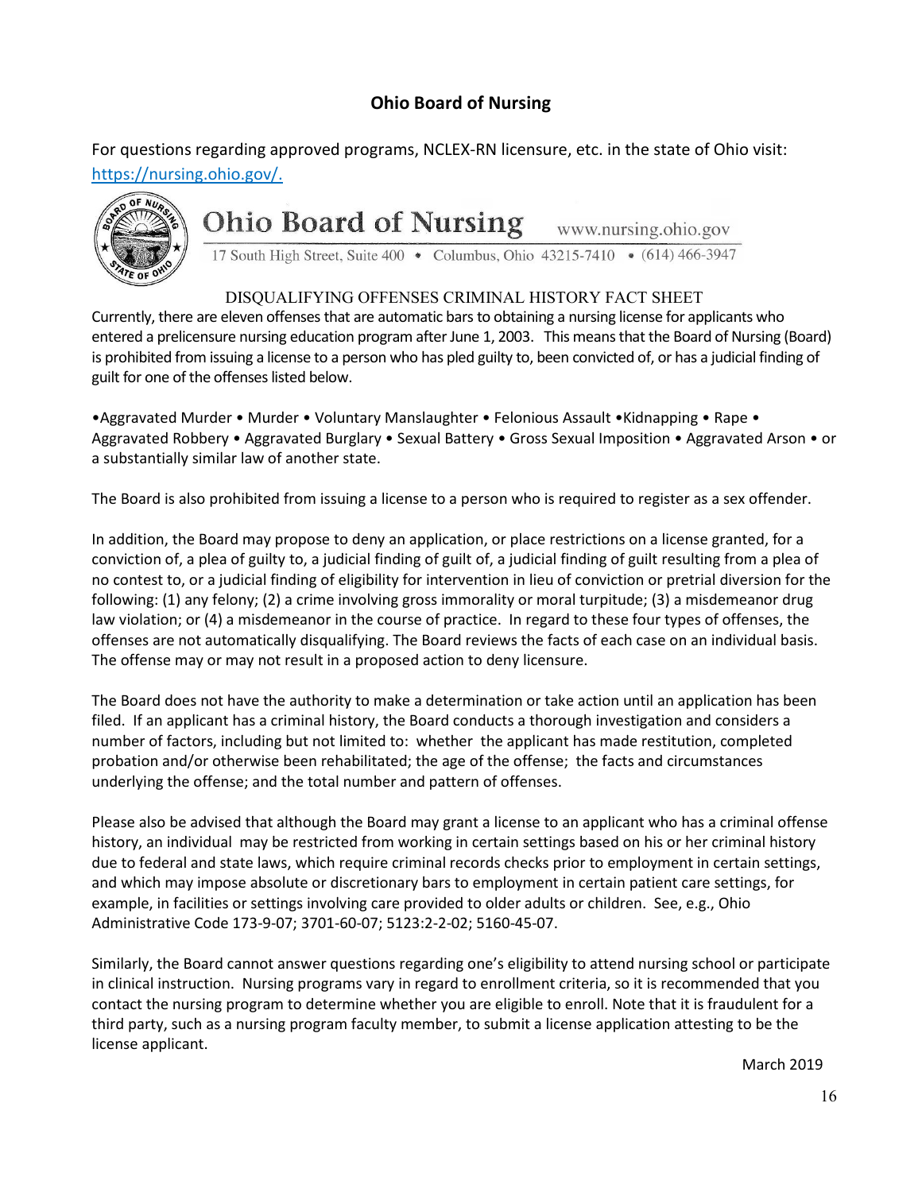## Ohio Board of Nursing

For questions regarding approved programs, NCLEX-RN licensure, etc. in the state of Ohio visit: https://nursing.ohio.gov/.

# Ohio Board of Nursing

www.nursing.ohio.gov

17 South High Street, Suite 400 • Columbus, Ohio 43215-7410 • (614) 466-3947

### DISQUALIFYING OFFENSES CRIMINAL HISTORY FACT SHEET

Currently, there are eleven offenses that are automatic bars to obtaining a nursing license for applicants who entered a prelicensure nursing education program after June 1, 2003. This means that the Board of Nursing (Board) is prohibited from issuing a license to a person who has pled guilty to, been convicted of, or has a judicial finding of guilt for one of the offenses listed below.

•Aggravated Murder • Murder • Voluntary Manslaughter • Felonious Assault •Kidnapping • Rape • Aggravated Robbery • Aggravated Burglary • Sexual Battery • Gross Sexual Imposition • Aggravated Arson • or a substantially similar law of another state.

The Board is also prohibited from issuing a license to a person who is required to register as a sex offender.

In addition, the Board may propose to deny an application, or place restrictions on a license granted, for a conviction of, a plea of guilty to, a judicial finding of guilt of, a judicial finding of guilt resulting from a plea of no contest to, or a judicial finding of eligibility for intervention in lieu of conviction or pretrial diversion for the following: (1) any felony; (2) a crime involving gross immorality or moral turpitude; (3) a misdemeanor drug law violation; or (4) a misdemeanor in the course of practice. In regard to these four types of offenses, the offenses are not automatically disqualifying. The Board reviews the facts of each case on an individual basis. The offense may or may not result in a proposed action to deny licensure.

The Board does not have the authority to make a determination or take action until an application has been filed. If an applicant has a criminal history, the Board conducts a thorough investigation and considers a number of factors, including but not limited to: whether the applicant has made restitution, completed probation and/or otherwise been rehabilitated; the age of the offense; the facts and circumstances underlying the offense; and the total number and pattern of offenses.

Please also be advised that although the Board may grant a license to an applicant who has a criminal offense history, an individual may be restricted from working in certain settings based on his or her criminal history due to federal and state laws, which require criminal records checks prior to employment in certain settings, and which may impose absolute or discretionary bars to employment in certain patient care settings, for example, in facilities or settings involving care provided to older adults or children. See, e.g., Ohio Administrative Code 173-9-07; 3701-60-07; 5123:2-2-02; 5160-45-07.

Similarly, the Board cannot answer questions regarding one's eligibility to attend nursing school or participate in clinical instruction. Nursing programs vary in regard to enrollment criteria, so it is recommended that you contact the nursing program to determine whether you are eligible to enroll. Note that it is fraudulent for a third party, such as a nursing program faculty member, to submit a license application attesting to be the license applicant.

March 2019